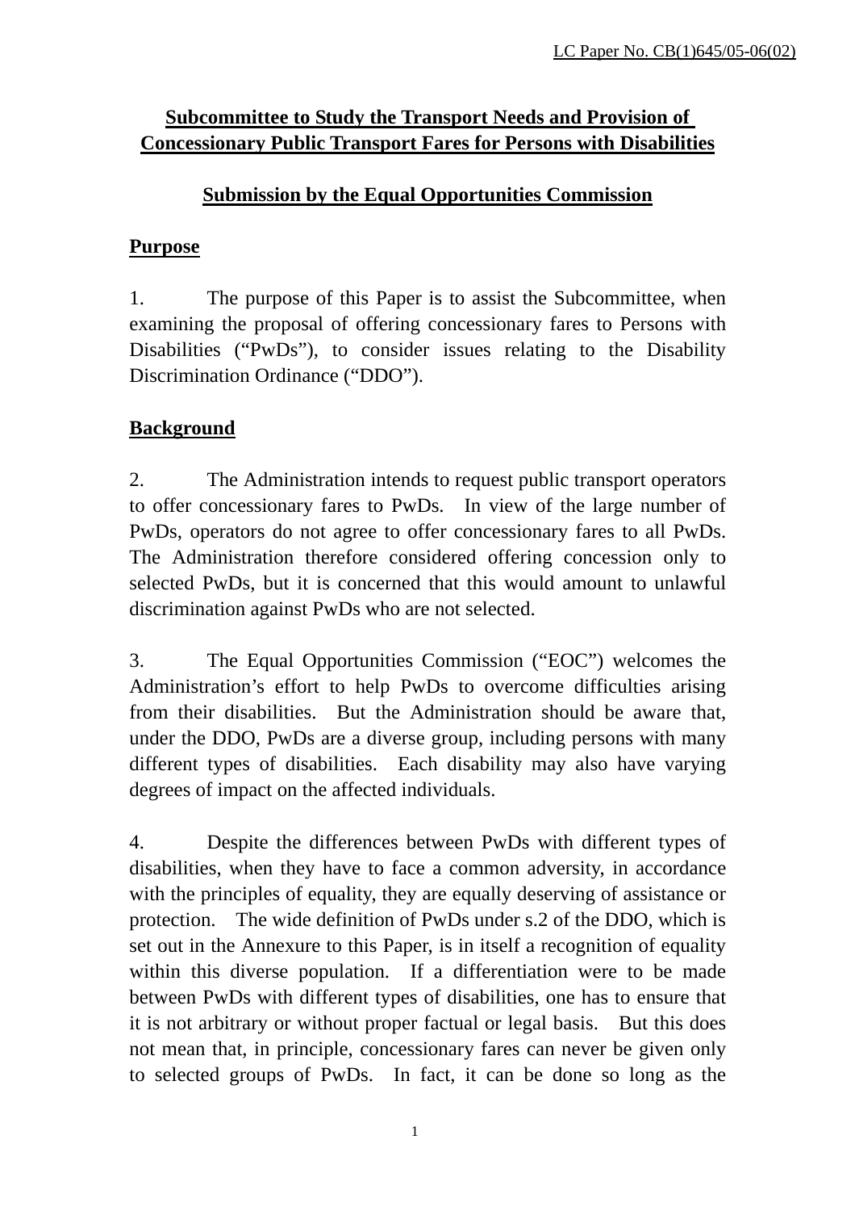LC Paper No. CB(1)645/05-06(02)

**Subcommittee to Study the Transport Needs and Provision of Concessionary Public Transport Fares for Persons with Disabilities**

**Submission by the Equal Opportunities Commission**

## Purpose

1. The purpose of this Paper is to assist the Subcommittee, when examining the proposal of offering concessionary fares to Persons with Disabilities ("PwDs"), to consider issues relating to the Disability Discrimination Ordinance ("DDO").

## Background

2. The Administration intends to request public transport operators to offer concessionary fares to PwDs. In view of the large number of PwDs, operators do not agree to offer concessionary fares to all PwDs. The Administration therefore considered offering concession only to selected PwDs, but it is concerned that this would amount to unlawful discrimination against PwDs who are not selected.

3. The Equal Opportunities Commission ("EOC") welcomes the Administration's effort to help PwDs to overcome difficulties arising from their disabilities. But the Administration should be aware that, under the DDO, PwDs are a diverse group, including persons with many different types of disabilities. Each disability may also have varying degrees of impact on the affected individuals.

4. Despite the differences between PwDs with different types of disabilities, when they have to face a common adversity, in accordance with the principles of equality, they are equally deserving of assistance or protection. The wide definition of PwDs under s.2 of the DDO, which is set out in the Annexure to this Paper, is in itself a recognition of equality within this diverse population. If a differentiation were to be made between PwDs with different types of disabilities, one has to ensure that it is not arbitrary or without proper factual or legal basis. But this does not mean that, in principle, concessionary fares can never be given only to selected groups of PwDs. In fact, it can be done so long as the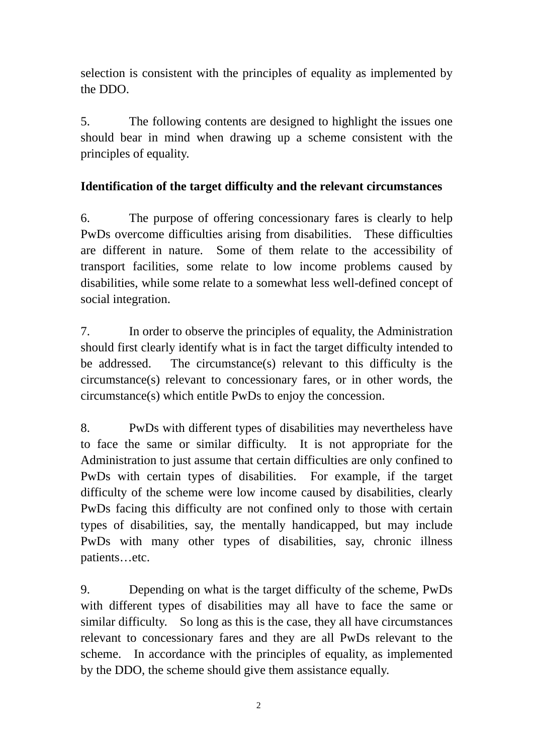selection is consistent with the principles of equality as implemented by the DDO.

5. The following contents are designed to highlight the issues one should bear in mind when drawing up a scheme consistent with the principles of equality.

**Identification of the target difficulty and the relevant circumstances**

6. The purpose of offering concessionary fares is clearly to help PwDs overcome difficulties arising from disabilities. These difficulties are different in nature. Some of them relate to the accessibility of transport facilities, some relate to low income problems caused by disabilities, while some relate to a somewhat less well-defined concept of social integration.

7. In order to observe the principles of equality, the Administration should first clearly identify what is in fact the target difficulty intended to be addressed. The circumstance(s) relevant to this difficulty is the circumstance(s) relevant to concessionary fares, or in other words, the circumstance(s) which entitle PwDs to enjoy the concession.

8. PwDs with different types of disabilities may nevertheless have to face the same or similar difficulty. It is not appropriate for the Administration to just assume that certain difficulties are only confined to PwDs with certain types of disabilities. For example, if the target difficulty of the scheme were low income caused by disabilities, clearly PwDs facing this difficulty are not confined only to those with certain types of disabilities, say, the mentally handicapped, but may include PwDs with many other types of disabilities, say, chronic illness patients…etc.

9. Depending on what is the target difficulty of the scheme, PwDs with different types of disabilities may all have to face the same or similar difficulty. So long as this is the case, they all have circumstances relevant to concessionary fares and they are all PwDs relevant to the scheme. In accordance with the principles of equality, as implemented by the DDO, the scheme should give them assistance equally.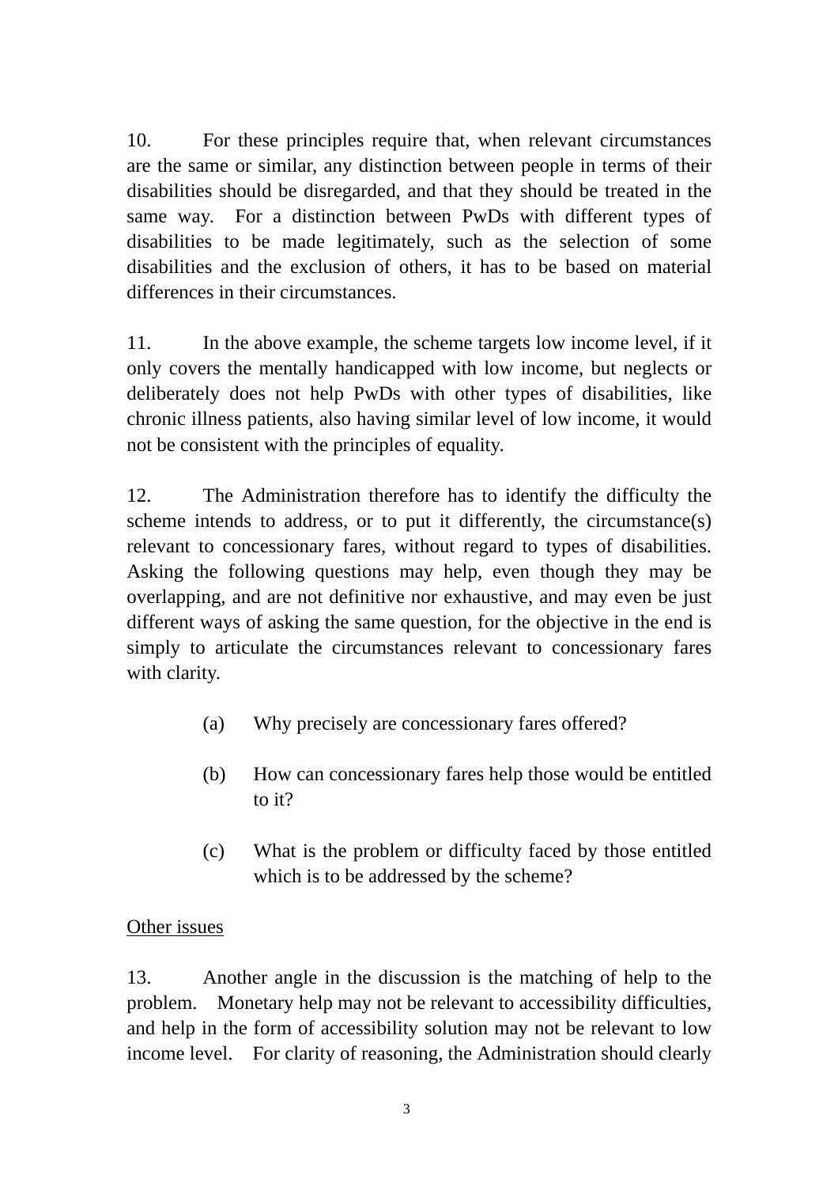10. For these principles require that, when relevant circumstances are the same or similar, any distinction between people in terms of their disabilities should be disregarded, and that they should be treated in the same way. For a distinction between PwDs with different types of disabilities to be made legitimately, such as the selection of some disabilities and the exclusion of others, it has to be based on material differences in their circumstances.

11. In the above example, the scheme targets low income level, if it only covers the mentally handicapped with low income, but neglects or deliberately does not help PwDs with other types of disabilities, like chronic illness patients, also having similar level of low income, it would not be consistent with the principles of equality.

12. The Administration therefore has to identify the difficulty the scheme intends to address, or to put it differently, the circumstance(s) relevant to concessionary fares, without regard to types of disabilities. Asking the following questions may help, even though they may be overlapping, and are not definitive nor exhaustive, and may even be just different ways of asking the same question, for the objective in the end is simply to articulate the circumstances relevant to concessionary fares with clarity.

(a) Why precisely are concessionary fares offered?

(b) How can concessionary fares help those would be entitled to it?

(c) What is the problem or difficulty faced by those entitled which is to be addressed by the scheme?

<u>Other issues</u>

13. Another angle in the discussion is the matching of help to the problem. Monetary help may not be relevant to accessibility difficulties, and help in the form of accessibility solution may not be relevant to low income level. For clarity of reasoning, the Administration should clearly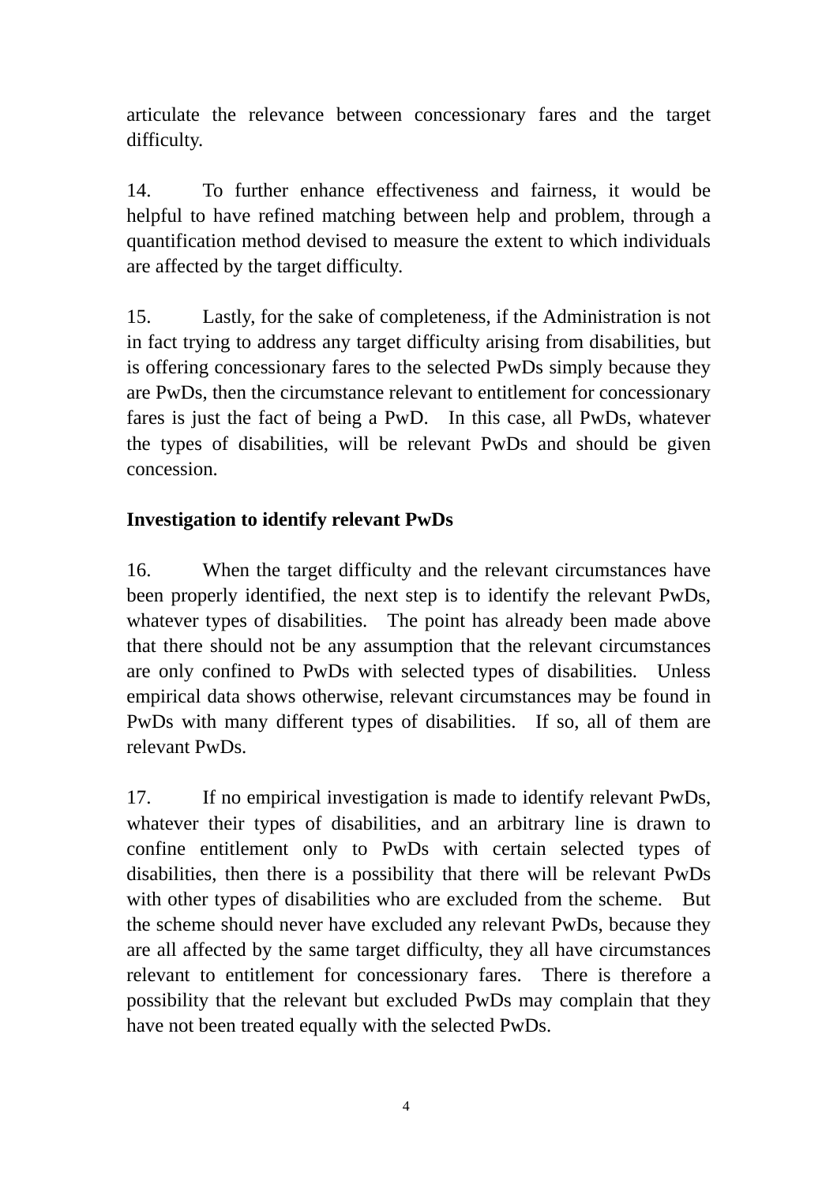articulate the relevance between concessionary fares and the target difficulty.

14. To further enhance effectiveness and fairness, it would be helpful to have refined matching between help and problem, through a quantification method devised to measure the extent to which individuals are affected by the target difficulty.

15. Lastly, for the sake of completeness, if the Administration is not in fact trying to address any target difficulty arising from disabilities, but is offering concessionary fares to the selected PwDs simply because they are PwDs, then the circumstance relevant to entitlement for concessionary fares is just the fact of being a PwD. In this case, all PwDs, whatever the types of disabilities, will be relevant PwDs and should be given concession.

**Investigation to identify relevant PwDs**

16. When the target difficulty and the relevant circumstances have been properly identified, the next step is to identify the relevant PwDs, whatever types of disabilities. The point has already been made above that there should not be any assumption that the relevant circumstances are only confined to PwDs with selected types of disabilities. Unless empirical data shows otherwise, relevant circumstances may be found in PwDs with many different types of disabilities. If so, all of them are relevant PwDs.

17. If no empirical investigation is made to identify relevant PwDs, whatever their types of disabilities, and an arbitrary line is drawn to confine entitlement only to PwDs with certain selected types of disabilities, then there is a possibility that there will be relevant PwDs with other types of disabilities who are excluded from the scheme. But the scheme should never have excluded any relevant PwDs, because they are all affected by the same target difficulty, they all have circumstances relevant to entitlement for concessionary fares. There is therefore a possibility that the relevant but excluded PwDs may complain that they have not been treated equally with the selected PwDs.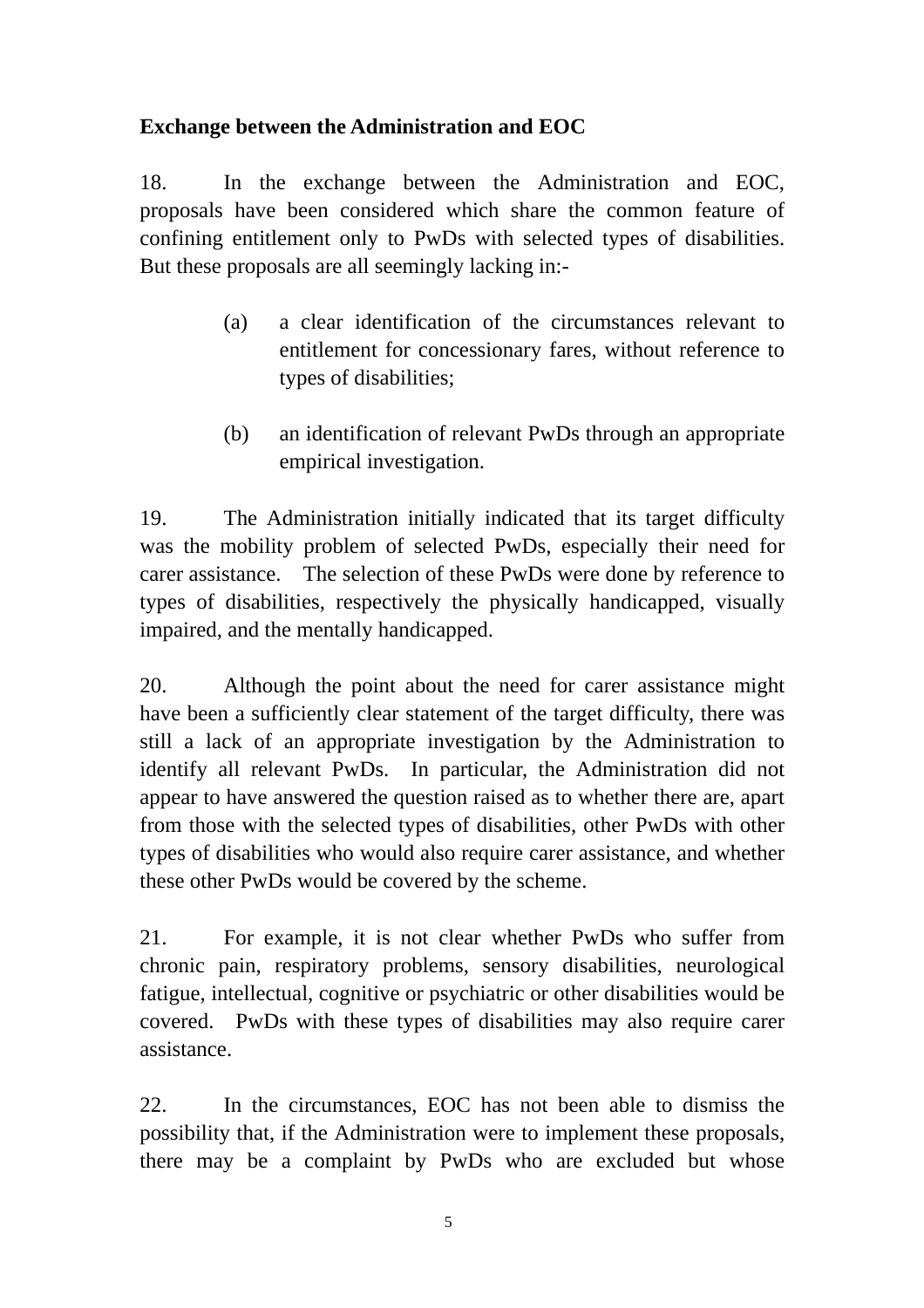**Exchange between the Administration and EOC**

18. In the exchange between the Administration and EOC, proposals have been considered which share the common feature of confining entitlement only to PwDs with selected types of disabilities. But these proposals are all seemingly lacking in:-

(a) a clear identification of the circumstances relevant to entitlement for concessionary fares, without reference to types of disabilities;

(b) an identification of relevant PwDs through an appropriate empirical investigation.

19. The Administration initially indicated that its target difficulty was the mobility problem of selected PwDs, especially their need for carer assistance. The selection of these PwDs were done by reference to types of disabilities, respectively the physically handicapped, visually impaired, and the mentally handicapped.

20. Although the point about the need for carer assistance might have been a sufficiently clear statement of the target difficulty, there was still a lack of an appropriate investigation by the Administration to identify all relevant PwDs. In particular, the Administration did not appear to have answered the question raised as to whether there are, apart from those with the selected types of disabilities, other PwDs with other types of disabilities who would also require carer assistance, and whether these other PwDs would be covered by the scheme.

21. For example, it is not clear whether PwDs who suffer from chronic pain, respiratory problems, sensory disabilities, neurological fatigue, intellectual, cognitive or psychiatric or other disabilities would be covered. PwDs with these types of disabilities may also require carer assistance.

22. In the circumstances, EOC has not been able to dismiss the possibility that, if the Administration were to implement these proposals, there may be a complaint by PwDs who are excluded but whose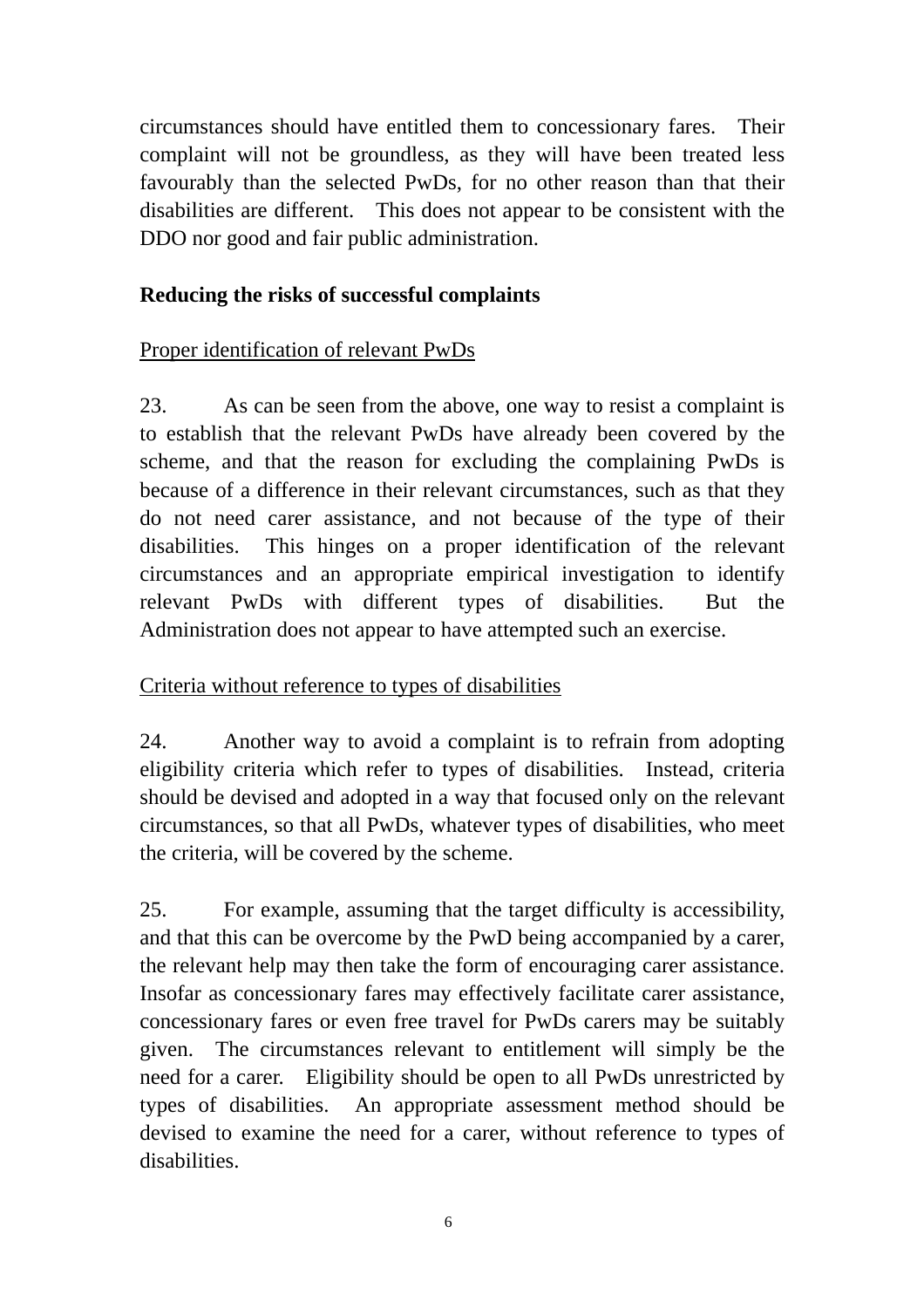circumstances should have entitled them to concessionary fares. Their complaint will not be groundless, as they will have been treated less favourably than the selected PwDs, for no other reason than that their disabilities are different. This does not appear to be consistent with the DDO nor good and fair public administration.

**Reducing the risks of successful complaints**

<u>Proper identification of relevant PwDs</u>

23. As can be seen from the above, one way to resist a complaint is to establish that the relevant PwDs have already been covered by the scheme, and that the reason for excluding the complaining PwDs is because of a difference in their relevant circumstances, such as that they do not need carer assistance, and not because of the type of their disabilities. This hinges on a proper identification of the relevant circumstances and an appropriate empirical investigation to identify relevant PwDs with different types of disabilities. But the Administration does not appear to have attempted such an exercise.

<u>Criteria without reference to types of disabilities</u>

24. Another way to avoid a complaint is to refrain from adopting eligibility criteria which refer to types of disabilities. Instead, criteria should be devised and adopted in a way that focused only on the relevant circumstances, so that all PwDs, whatever types of disabilities, who meet the criteria, will be covered by the scheme.

25. For example, assuming that the target difficulty is accessibility, and that this can be overcome by the PwD being accompanied by a carer, the relevant help may then take the form of encouraging carer assistance. Insofar as concessionary fares may effectively facilitate carer assistance, concessionary fares or even free travel for PwDs carers may be suitably given. The circumstances relevant to entitlement will simply be the need for a carer. Eligibility should be open to all PwDs unrestricted by types of disabilities. An appropriate assessment method should be devised to examine the need for a carer, without reference to types of disabilities.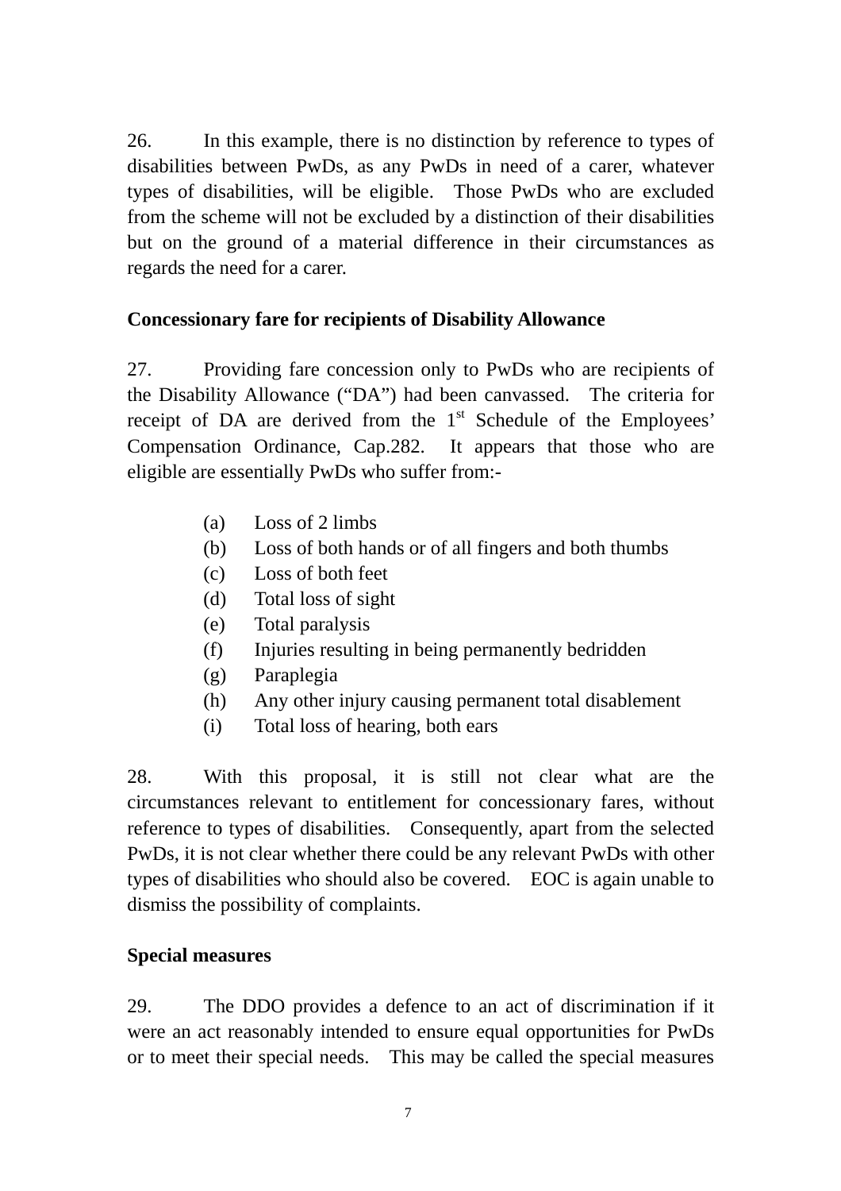26. In this example, there is no distinction by reference to types of disabilities between PwDs, as any PwDs in need of a carer, whatever types of disabilities, will be eligible. Those PwDs who are excluded from the scheme will not be excluded by a distinction of their disabilities but on the ground of a material difference in their circumstances as regards the need for a carer.

**Concessionary fare for recipients of Disability Allowance**

27. Providing fare concession only to PwDs who are recipients of the Disability Allowance ("DA") had been canvassed. The criteria for receipt of DA are derived from the 1st Schedule of the Employees' Compensation Ordinance, Cap.282. It appears that those who are eligible are essentially PwDs who suffer from:-

(a) Loss of 2 limbs
(b) Loss of both hands or of all fingers and both thumbs
(c) Loss of both feet
(d) Total loss of sight
(e) Total paralysis
(f) Injuries resulting in being permanently bedridden
(g) Paraplegia
(h) Any other injury causing permanent total disablement
(i) Total loss of hearing, both ears

28. With this proposal, it is still not clear what are the circumstances relevant to entitlement for concessionary fares, without reference to types of disabilities. Consequently, apart from the selected PwDs, it is not clear whether there could be any relevant PwDs with other types of disabilities who should also be covered. EOC is again unable to dismiss the possibility of complaints.

**Special measures**

29. The DDO provides a defence to an act of discrimination if it were an act reasonably intended to ensure equal opportunities for PwDs or to meet their special needs. This may be called the special measures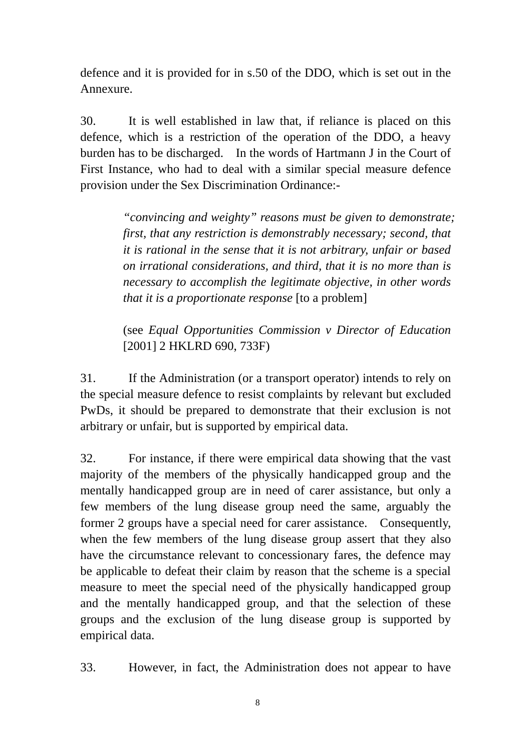defence and it is provided for in s.50 of the DDO, which is set out in the Annexure.

30. It is well established in law that, if reliance is placed on this defence, which is a restriction of the operation of the DDO, a heavy burden has to be discharged. In the words of Hartmann J in the Court of First Instance, who had to deal with a similar special measure defence provision under the Sex Discrimination Ordinance:-

> *"convincing and weighty" reasons must be given to demonstrate; first, that any restriction is demonstrably necessary; second, that it is rational in the sense that it is not arbitrary, unfair or based on irrational considerations, and third, that it is no more than is necessary to accomplish the legitimate objective, in other words that it is a proportionate response* [to a problem]
>
> (see *Equal Opportunities Commission v Director of Education* [2001] 2 HKLRD 690, 733F)

31. If the Administration (or a transport operator) intends to rely on the special measure defence to resist complaints by relevant but excluded PwDs, it should be prepared to demonstrate that their exclusion is not arbitrary or unfair, but is supported by empirical data.

32. For instance, if there were empirical data showing that the vast majority of the members of the physically handicapped group and the mentally handicapped group are in need of carer assistance, but only a few members of the lung disease group need the same, arguably the former 2 groups have a special need for carer assistance. Consequently, when the few members of the lung disease group assert that they also have the circumstance relevant to concessionary fares, the defence may be applicable to defeat their claim by reason that the scheme is a special measure to meet the special need of the physically handicapped group and the mentally handicapped group, and that the selection of these groups and the exclusion of the lung disease group is supported by empirical data.

33. However, in fact, the Administration does not appear to have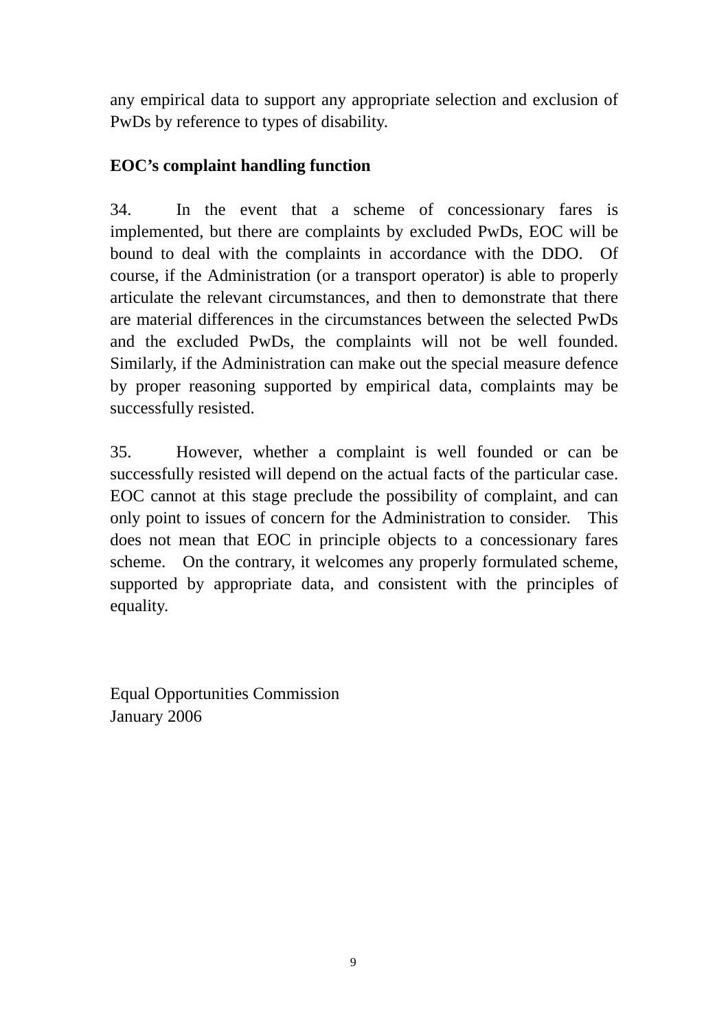any empirical data to support any appropriate selection and exclusion of PwDs by reference to types of disability.

**EOC's complaint handling function**

34. In the event that a scheme of concessionary fares is implemented, but there are complaints by excluded PwDs, EOC will be bound to deal with the complaints in accordance with the DDO. Of course, if the Administration (or a transport operator) is able to properly articulate the relevant circumstances, and then to demonstrate that there are material differences in the circumstances between the selected PwDs and the excluded PwDs, the complaints will not be well founded. Similarly, if the Administration can make out the special measure defence by proper reasoning supported by empirical data, complaints may be successfully resisted.

35. However, whether a complaint is well founded or can be successfully resisted will depend on the actual facts of the particular case. EOC cannot at this stage preclude the possibility of complaint, and can only point to issues of concern for the Administration to consider. This does not mean that EOC in principle objects to a concessionary fares scheme. On the contrary, it welcomes any properly formulated scheme, supported by appropriate data, and consistent with the principles of equality.

Equal Opportunities Commission
January 2006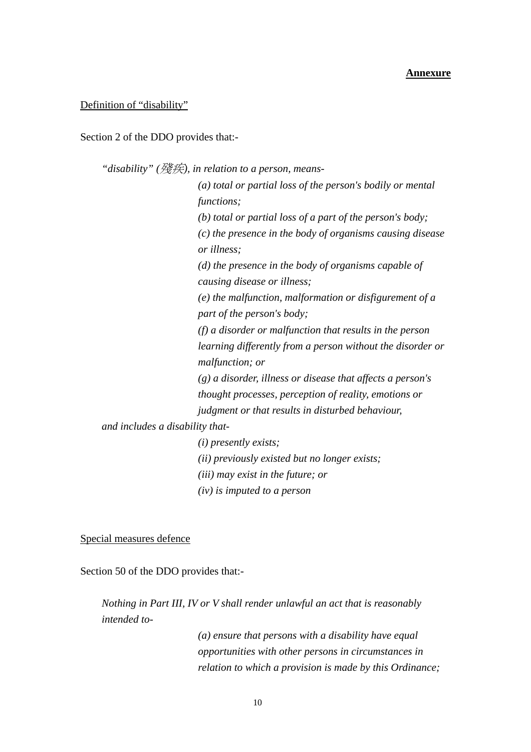**Annexure**

Definition of "disability"

Section 2 of the DDO provides that:-

> *"disability" (殘疾), in relation to a person, means-*
>
> *(a) total or partial loss of the person's bodily or mental functions;*
>
> *(b) total or partial loss of a part of the person's body;*
>
> *(c) the presence in the body of organisms causing disease or illness;*
>
> *(d) the presence in the body of organisms capable of causing disease or illness;*
>
> *(e) the malfunction, malformation or disfigurement of a part of the person's body;*
>
> *(f) a disorder or malfunction that results in the person learning differently from a person without the disorder or malfunction; or*
>
> *(g) a disorder, illness or disease that affects a person's thought processes, perception of reality, emotions or judgment or that results in disturbed behaviour,*
>
> *and includes a disability that-*
>
> *(i) presently exists;*
>
> *(ii) previously existed but no longer exists;*
>
> *(iii) may exist in the future; or*
>
> *(iv) is imputed to a person*

Special measures defence

Section 50 of the DDO provides that:-

> *Nothing in Part III, IV or V shall render unlawful an act that is reasonably intended to-*
>
> *(a) ensure that persons with a disability have equal opportunities with other persons in circumstances in relation to which a provision is made by this Ordinance;*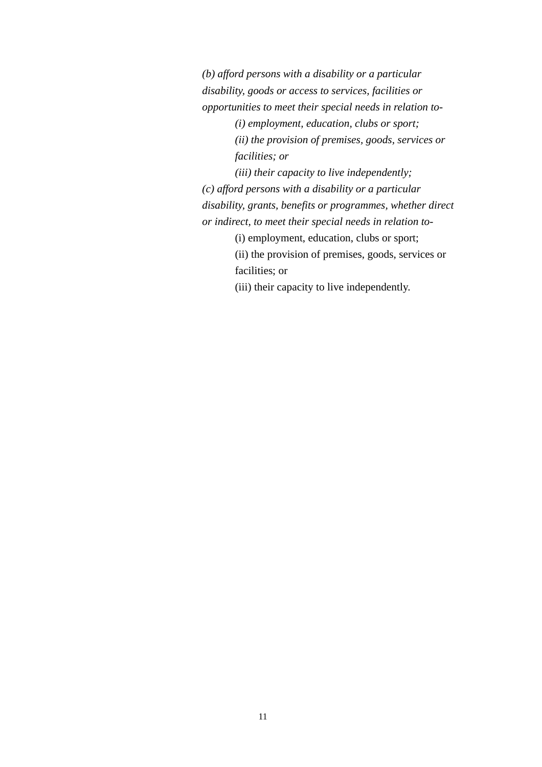*(b) afford persons with a disability or a particular disability, goods or access to services, facilities or opportunities to meet their special needs in relation to-*

> *(i) employment, education, clubs or sport;*
>
> *(ii) the provision of premises, goods, services or facilities; or*
>
> *(iii) their capacity to live independently;*

*(c) afford persons with a disability or a particular disability, grants, benefits or programmes, whether direct or indirect, to meet their special needs in relation to-*

> (i) employment, education, clubs or sport;
>
> (ii) the provision of premises, goods, services or facilities; or
>
> (iii) their capacity to live independently.